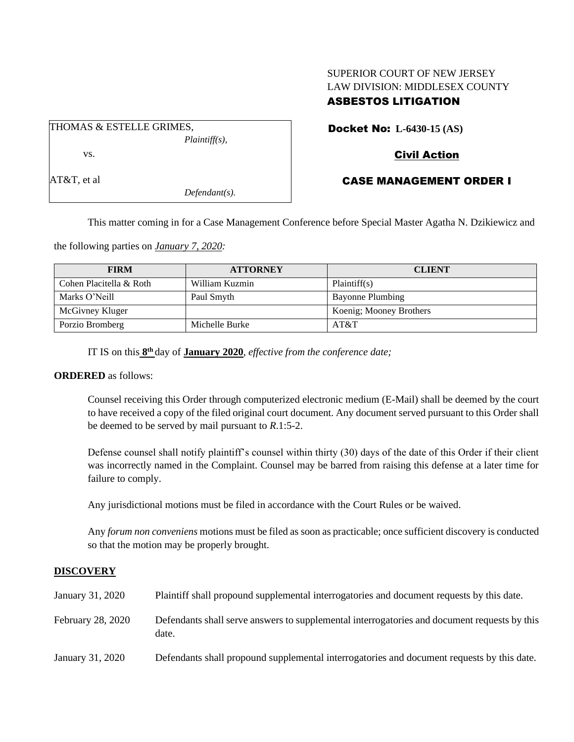SUPERIOR COURT OF NEW JERSEY
LAW DIVISION: MIDDLESEX COUNTY
**ASBESTOS LITIGATION**

THOMAS & ESTELLE GRIMES,
*Plaintiff(s),*

vs.

AT&T, et al
*Defendant(s).*

**Docket No: L-6430-15 (AS)**

**Civil Action**

**CASE MANAGEMENT ORDER I**

This matter coming in for a Case Management Conference before Special Master Agatha N. Dzikiewicz and the following parties on ***January 7, 2020:***

| FIRM | ATTORNEY | CLIENT |
| --- | --- | --- |
| Cohen Placitella & Roth | William Kuzmin | Plaintiff(s) |
| Marks O'Neill | Paul Smyth | Bayonne Plumbing |
| McGivney Kluger | | Koenig; Mooney Brothers |
| Porzio Bromberg | Michelle Burke | AT&T |

IT IS on this **8th** day of **January 2020**, *effective from the conference date;*

**ORDERED** as follows:

Counsel receiving this Order through computerized electronic medium (E-Mail) shall be deemed by the court to have received a copy of the filed original court document. Any document served pursuant to this Order shall be deemed to be served by mail pursuant to *R*.1:5-2.

Defense counsel shall notify plaintiff's counsel within thirty (30) days of the date of this Order if their client was incorrectly named in the Complaint. Counsel may be barred from raising this defense at a later time for failure to comply.

Any jurisdictional motions must be filed in accordance with the Court Rules or be waived.

Any *forum non conveniens* motions must be filed as soon as practicable; once sufficient discovery is conducted so that the motion may be properly brought.

## DISCOVERY

| | |
| --- | --- |
| January 31, 2020 | Plaintiff shall propound supplemental interrogatories and document requests by this date. |
| February 28, 2020 | Defendants shall serve answers to supplemental interrogatories and document requests by this date. |
| January 31, 2020 | Defendants shall propound supplemental interrogatories and document requests by this date. |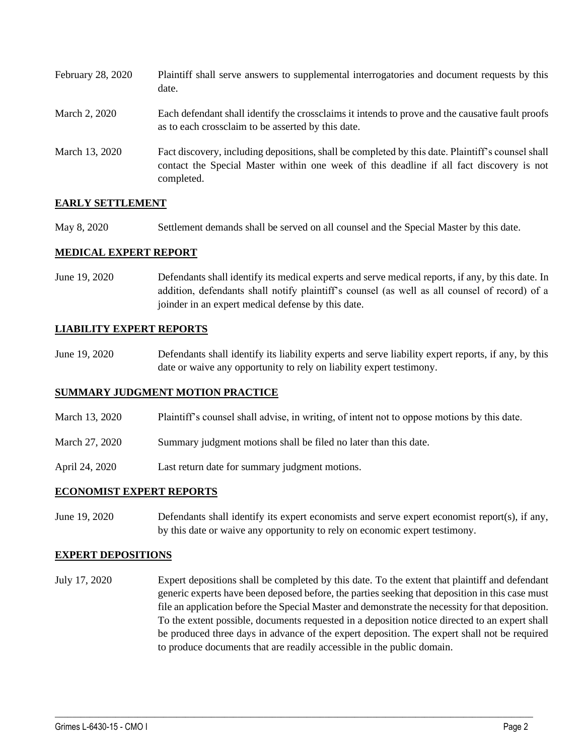| | |
|---|---|
| February 28, 2020 | Plaintiff shall serve answers to supplemental interrogatories and document requests by this date. |
| March 2, 2020 | Each defendant shall identify the crossclaims it intends to prove and the causative fault proofs as to each crossclaim to be asserted by this date. |
| March 13, 2020 | Fact discovery, including depositions, shall be completed by this date. Plaintiff's counsel shall contact the Special Master within one week of this deadline if all fact discovery is not completed. |

**EARLY SETTLEMENT**

| | |
|---|---|
| May 8, 2020 | Settlement demands shall be served on all counsel and the Special Master by this date. |

**MEDICAL EXPERT REPORT**

| | |
|---|---|
| June 19, 2020 | Defendants shall identify its medical experts and serve medical reports, if any, by this date. In addition, defendants shall notify plaintiff's counsel (as well as all counsel of record) of a joinder in an expert medical defense by this date. |

**LIABILITY EXPERT REPORTS**

| | |
|---|---|
| June 19, 2020 | Defendants shall identify its liability experts and serve liability expert reports, if any, by this date or waive any opportunity to rely on liability expert testimony. |

**SUMMARY JUDGMENT MOTION PRACTICE**

| | |
|---|---|
| March 13, 2020 | Plaintiff's counsel shall advise, in writing, of intent not to oppose motions by this date. |
| March 27, 2020 | Summary judgment motions shall be filed no later than this date. |
| April 24, 2020 | Last return date for summary judgment motions. |

**ECONOMIST EXPERT REPORTS**

| | |
|---|---|
| June 19, 2020 | Defendants shall identify its expert economists and serve expert economist report(s), if any, by this date or waive any opportunity to rely on economic expert testimony. |

**EXPERT DEPOSITIONS**

| | |
|---|---|
| July 17, 2020 | Expert depositions shall be completed by this date. To the extent that plaintiff and defendant generic experts have been deposed before, the parties seeking that deposition in this case must file an application before the Special Master and demonstrate the necessity for that deposition. To the extent possible, documents requested in a deposition notice directed to an expert shall be produced three days in advance of the expert deposition. The expert shall not be required to produce documents that are readily accessible in the public domain. |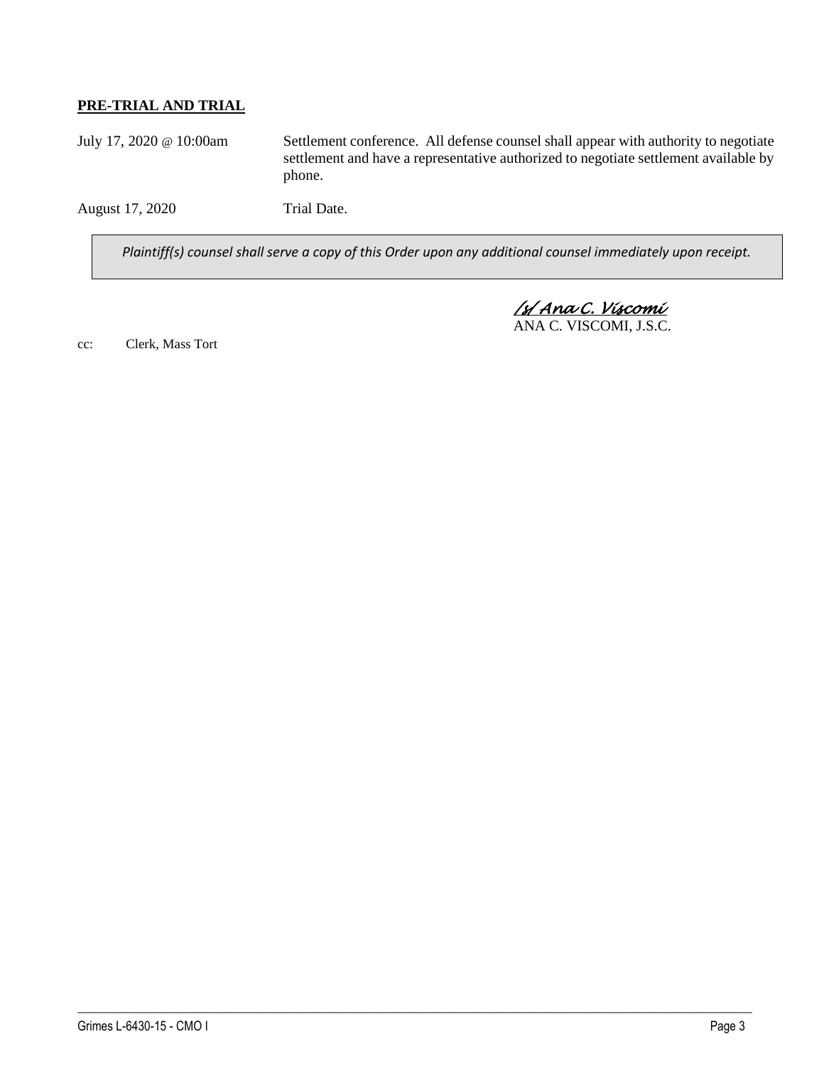**PRE-TRIAL AND TRIAL**

| | |
|---|---|
| July 17, 2020 @ 10:00am | Settlement conference. All defense counsel shall appear with authority to negotiate settlement and have a representative authorized to negotiate settlement available by phone. |
| August 17, 2020 | Trial Date. |

*Plaintiff(s) counsel shall serve a copy of this Order upon any additional counsel immediately upon receipt.*

/s/ Ana C. Viscomi
ANA C. VISCOMI, J.S.C.

cc: Clerk, Mass Tort